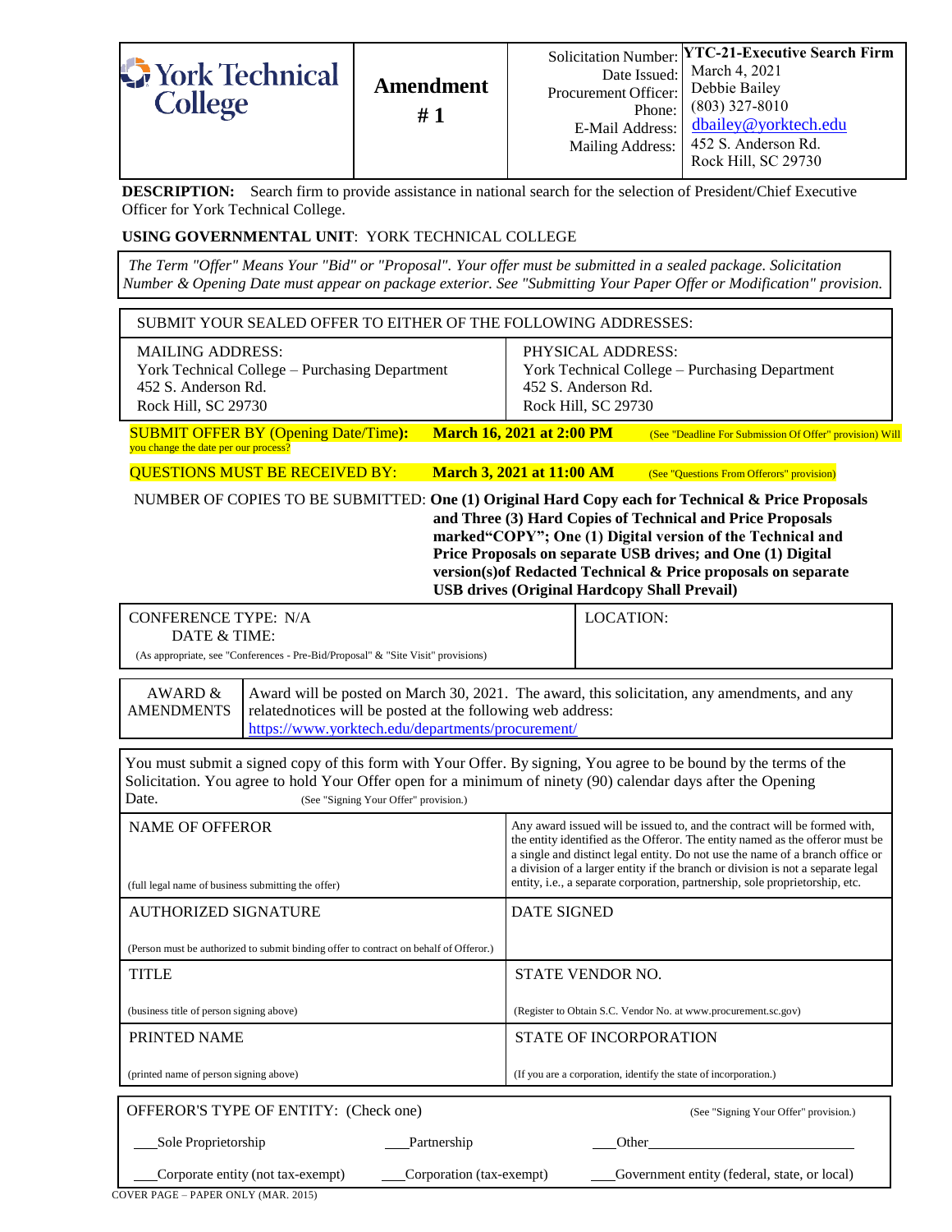| York Technical College | **Amendment # 1** | Solicitation Number: | **YTC-21-Executive Search Firm** |
|---|---|---|---|
| | | Date Issued: | March 4, 2021 |
| | | Procurement Officer: | Debbie Bailey |
| | | Phone: | (803) 327-8010 |
| | | E-Mail Address: | dbailey@yorktech.edu |
| | | Mailing Address: | 452 S. Anderson Rd. Rock Hill, SC 29730 |

**DESCRIPTION:** Search firm to provide assistance in national search for the selection of President/Chief Executive Officer for York Technical College.

**USING GOVERNMENTAL UNIT**: YORK TECHNICAL COLLEGE

*The Term "Offer" Means Your "Bid" or "Proposal". Your offer must be submitted in a sealed package. Solicitation Number & Opening Date must appear on package exterior. See "Submitting Your Paper Offer or Modification" provision.*

SUBMIT YOUR SEALED OFFER TO EITHER OF THE FOLLOWING ADDRESSES:

| MAILING ADDRESS: | PHYSICAL ADDRESS: |
|---|---|
| York Technical College – Purchasing Department<br>452 S. Anderson Rd.<br>Rock Hill, SC 29730 | York Technical College – Purchasing Department<br>452 S. Anderson Rd.<br>Rock Hill, SC 29730 |

SUBMIT OFFER BY (Opening Date/Time)**:** **March 16, 2021 at 2:00 PM** (See "Deadline For Submission Of Offer" provision) Will you change the date per our process?

QUESTIONS MUST BE RECEIVED BY: **March 3, 2021 at 11:00 AM** (See "Questions From Offerors" provision)

NUMBER OF COPIES TO BE SUBMITTED: **One (1) Original Hard Copy each for Technical & Price Proposals and Three (3) Hard Copies of Technical and Price Proposals marked"COPY"; One (1) Digital version of the Technical and Price Proposals on separate USB drives; and One (1) Digital version(s)of Redacted Technical & Price proposals on separate USB drives (Original Hardcopy Shall Prevail)**

| CONFERENCE TYPE: N/A<br>DATE & TIME:<br>(As appropriate, see "Conferences - Pre-Bid/Proposal" & "Site Visit" provisions) | LOCATION: |
|---|---|

| AWARD & AMENDMENTS | Award will be posted on March 30, 2021. The award, this solicitation, any amendments, and any relatednotices will be posted at the following web address: https://www.yorktech.edu/departments/procurement/ |
|---|---|

You must submit a signed copy of this form with Your Offer. By signing, You agree to be bound by the terms of the Solicitation. You agree to hold Your Offer open for a minimum of ninety (90) calendar days after the Opening Date. (See "Signing Your Offer" provision.)

| NAME OF OFFEROR<br><br>(full legal name of business submitting the offer) | Any award issued will be issued to, and the contract will be formed with, the entity identified as the Offeror. The entity named as the offeror must be a single and distinct legal entity. Do not use the name of a branch office or a division of a larger entity if the branch or division is not a separate legal entity, i.e., a separate corporation, partnership, sole proprietorship, etc. |
|---|---|
| AUTHORIZED SIGNATURE<br><br>(Person must be authorized to submit binding offer to contract on behalf of Offeror.) | DATE SIGNED |
| TITLE<br><br>(business title of person signing above) | STATE VENDOR NO.<br><br>(Register to Obtain S.C. Vendor No. at www.procurement.sc.gov) |
| PRINTED NAME<br><br>(printed name of person signing above) | STATE OF INCORPORATION<br><br>(If you are a corporation, identify the state of incorporation.) |

OFFEROR'S TYPE OF ENTITY: (Check one) (See "Signing Your Offer" provision.)

___Sole Proprietorship ___Partnership ___Other____________________________

___Corporate entity (not tax-exempt) ___Corporation (tax-exempt) ___Government entity (federal, state, or local)

COVER PAGE – PAPER ONLY (MAR. 2015)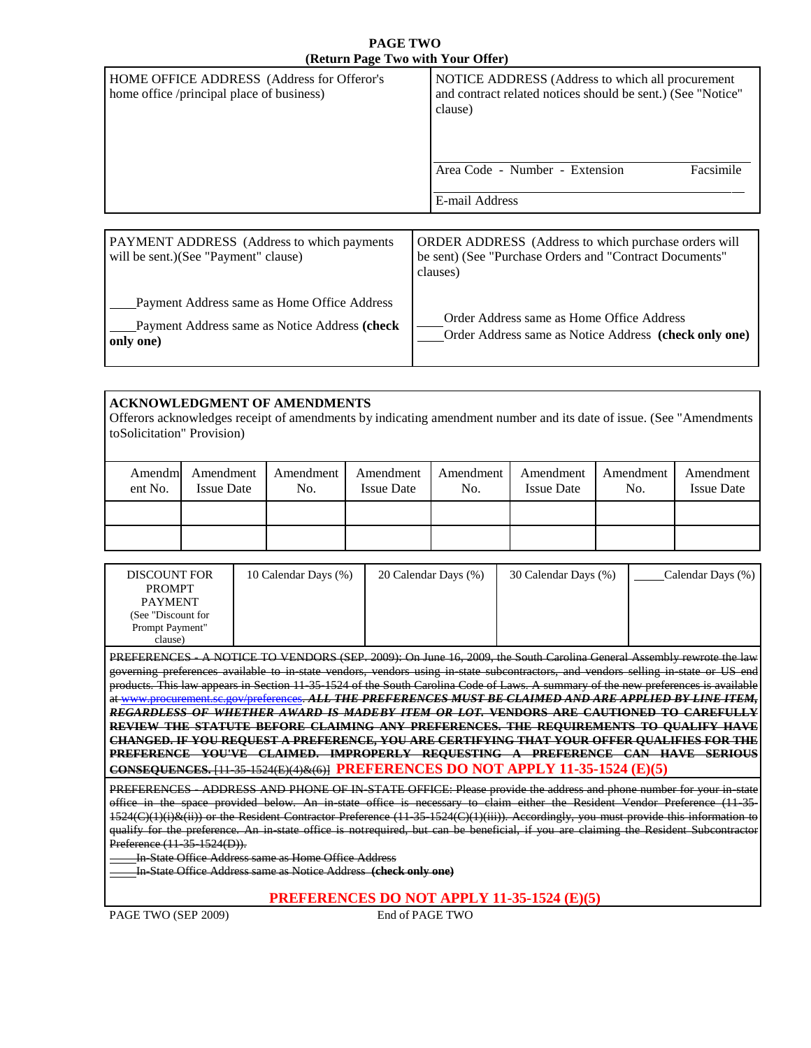**PAGE TWO**
**(Return Page Two with Your Offer)**

| HOME OFFICE ADDRESS (Address for Offeror's home office /principal place of business) | NOTICE ADDRESS (Address to which all procurement and contract related notices should be sent.) (See "Notice" clause) |
|---|---|
| | Area Code - Number - Extension    Facsimile |
| | E-mail Address |

| PAYMENT ADDRESS (Address to which payments will be sent.)(See "Payment" clause) | ORDER ADDRESS (Address to which purchase orders will be sent) (See "Purchase Orders and "Contract Documents" clauses) |
|---|---|
| ____Payment Address same as Home Office Address<br>____Payment Address same as Notice Address **(check only one)** | ____Order Address same as Home Office Address<br>____Order Address same as Notice Address **(check only one)** |

**ACKNOWLEDGMENT OF AMENDMENTS**
Offerors acknowledges receipt of amendments by indicating amendment number and its date of issue. (See "Amendments toSolicitation" Provision)

| Amendment No. | Amendment Issue Date | Amendment No. | Amendment Issue Date | Amendment No. | Amendment Issue Date | Amendment No. | Amendment Issue Date |
|---|---|---|---|---|---|---|---|
| | | | | | | | |
| | | | | | | | |

| DISCOUNT FOR PROMPT PAYMENT (See "Discount for Prompt Payment" clause) | 10 Calendar Days (%) | 20 Calendar Days (%) | 30 Calendar Days (%) | ____Calendar Days (%) |
|---|---|---|---|---|
| | | | | |

~~PREFERENCES - A NOTICE TO VENDORS (SEP. 2009): On June 16, 2009, the South Carolina General Assembly rewrote the law governing preferences available to in-state vendors, vendors using in-state subcontractors, and vendors selling in-state or US end products. This law appears in Section 11-35-1524 of the South Carolina Code of Laws. A summary of the new preferences is available at www.procurement.sc.gov/preferences. ***ALL THE PREFERENCES MUST BE CLAIMED AND ARE APPLIED BY LINE ITEM, REGARDLESS OF WHETHER AWARD IS MADEBY ITEM OR LOT.*** **VENDORS ARE CAUTIONED TO CAREFULLY REVIEW THE STATUTE BEFORE CLAIMING ANY PREFERENCES. THE REQUIREMENTS TO QUALIFY HAVE CHANGED. IF YOU REQUEST A PREFERENCE, YOU ARE CERTIFYING THAT YOUR OFFER QUALIFIES FOR THE PREFERENCE YOU'VE CLAIMED. IMPROPERLY REQUESTING A PREFERENCE CAN HAVE SERIOUS CONSEQUENCES.** [11-35-1524(E)(4)&(6)]~~ **PREFERENCES DO NOT APPLY 11-35-1524 (E)(5)**

~~PREFERENCES - ADDRESS AND PHONE OF IN-STATE OFFICE: Please provide the address and phone number for your in-state office in the space provided below. An in-state office is necessary to claim either the Resident Vendor Preference (11-35-1524(C)(1)(i)&(ii)) or the Resident Contractor Preference (11-35-1524(C)(1)(iii)). Accordingly, you must provide this information to qualify for the preference. An in-state office is notrequired, but can be beneficial, if you are claiming the Resident Subcontractor Preference (11-35-1524(D)).~~

~~____In-State Office Address same as Home Office Address~~
~~____In-State Office Address same as Notice Address **(check only one)**~~

**PREFERENCES DO NOT APPLY 11-35-1524 (E)(5)**

PAGE TWO (SEP 2009)    End of PAGE TWO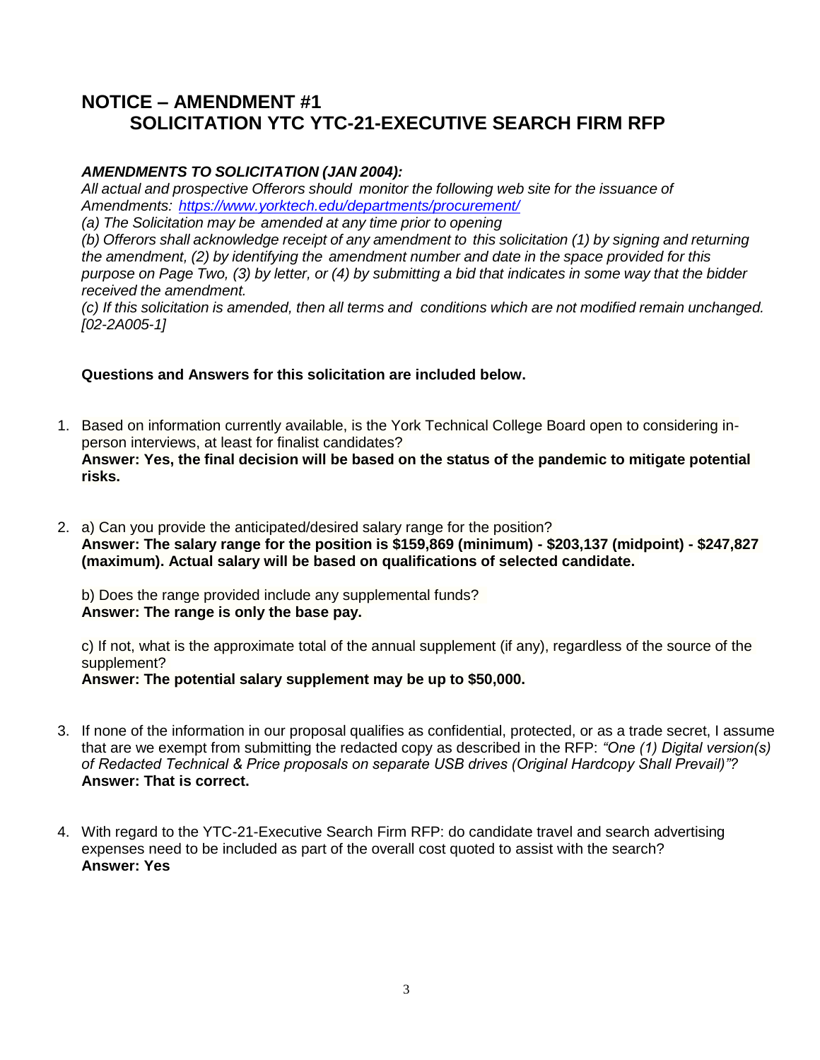# NOTICE – AMENDMENT #1
# SOLICITATION YTC YTC-21-EXECUTIVE SEARCH FIRM RFP

***AMENDMENTS TO SOLICITATION (JAN 2004):***

*All actual and prospective Offerors should monitor the following web site for the issuance of Amendments: https://www.yorktech.edu/departments/procurement/*

*(a) The Solicitation may be amended at any time prior to opening*

*(b) Offerors shall acknowledge receipt of any amendment to this solicitation (1) by signing and returning the amendment, (2) by identifying the amendment number and date in the space provided for this purpose on Page Two, (3) by letter, or (4) by submitting a bid that indicates in some way that the bidder received the amendment.*

*(c) If this solicitation is amended, then all terms and conditions which are not modified remain unchanged. [02-2A005-1]*

**Questions and Answers for this solicitation are included below.**

1. Based on information currently available, is the York Technical College Board open to considering in-person interviews, at least for finalist candidates?
   **Answer: Yes, the final decision will be based on the status of the pandemic to mitigate potential risks.**

2. a) Can you provide the anticipated/desired salary range for the position?
   **Answer: The salary range for the position is $159,869 (minimum) - $203,137 (midpoint) - $247,827 (maximum). Actual salary will be based on qualifications of selected candidate.**

   b) Does the range provided include any supplemental funds?
   **Answer: The range is only the base pay.**

   c) If not, what is the approximate total of the annual supplement (if any), regardless of the source of the supplement?
   **Answer: The potential salary supplement may be up to $50,000.**

3. If none of the information in our proposal qualifies as confidential, protected, or as a trade secret, I assume that are we exempt from submitting the redacted copy as described in the RFP: *"One (1) Digital version(s) of Redacted Technical & Price proposals on separate USB drives (Original Hardcopy Shall Prevail)"?*
   **Answer: That is correct.**

4. With regard to the YTC-21-Executive Search Firm RFP: do candidate travel and search advertising expenses need to be included as part of the overall cost quoted to assist with the search?
   **Answer: Yes**